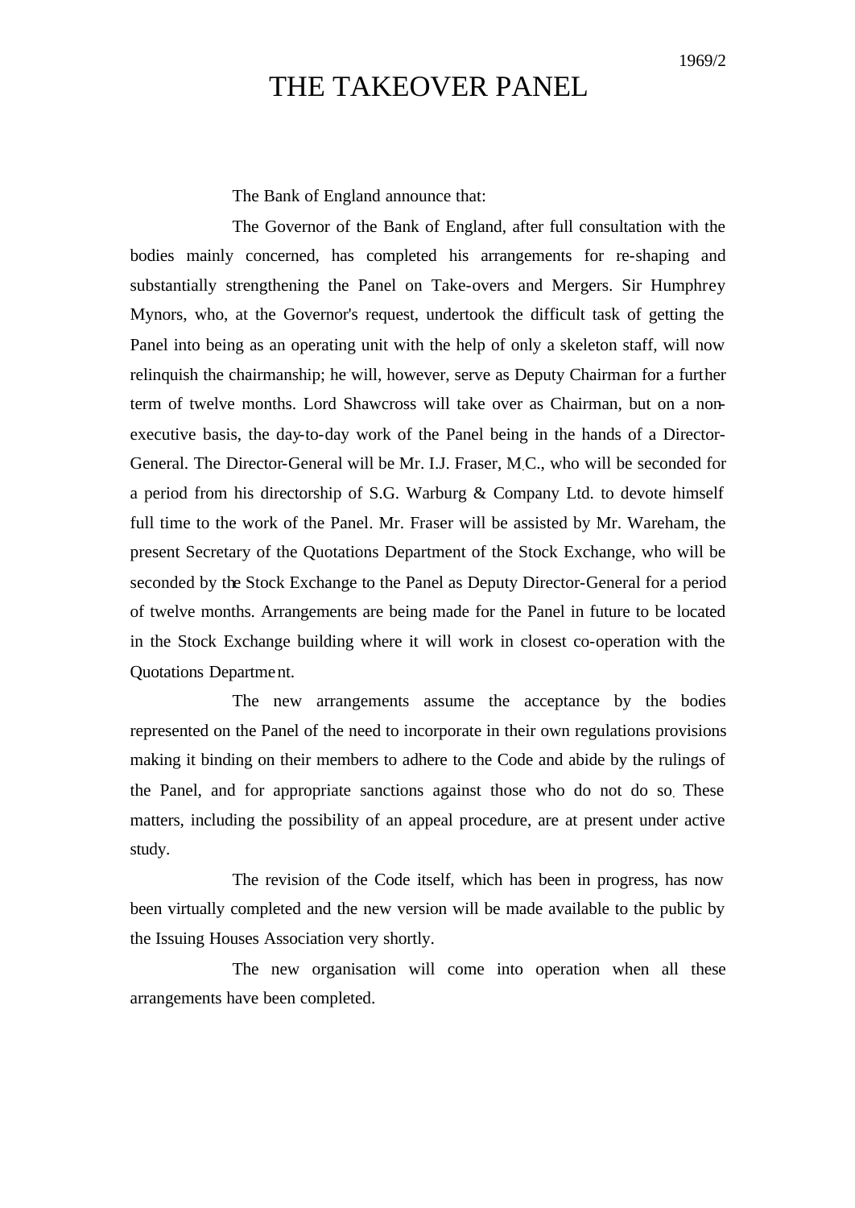1969/2

# THE TAKEOVER PANEL

The Bank of England announce that:

The Governor of the Bank of England, after full consultation with the bodies mainly concerned, has completed his arrangements for re-shaping and substantially strengthening the Panel on Take-overs and Mergers. Sir Humphrey Mynors, who, at the Governor's request, undertook the difficult task of getting the Panel into being as an operating unit with the help of only a skeleton staff, will now relinquish the chairmanship; he will, however, serve as Deputy Chairman for a further term of twelve months. Lord Shawcross will take over as Chairman, but on a non-executive basis, the day-to-day work of the Panel being in the hands of a Director-General. The Director-General will be Mr. I.J. Fraser, M.C., who will be seconded for a period from his directorship of S.G. Warburg & Company Ltd. to devote himself full time to the work of the Panel. Mr. Fraser will be assisted by Mr. Wareham, the present Secretary of the Quotations Department of the Stock Exchange, who will be seconded by the Stock Exchange to the Panel as Deputy Director-General for a period of twelve months. Arrangements are being made for the Panel in future to be located in the Stock Exchange building where it will work in closest co-operation with the Quotations Department.

The new arrangements assume the acceptance by the bodies represented on the Panel of the need to incorporate in their own regulations provisions making it binding on their members to adhere to the Code and abide by the rulings of the Panel, and for appropriate sanctions against those who do not do so. These matters, including the possibility of an appeal procedure, are at present under active study.

The revision of the Code itself, which has been in progress, has now been virtually completed and the new version will be made available to the public by the Issuing Houses Association very shortly.

The new organisation will come into operation when all these arrangements have been completed.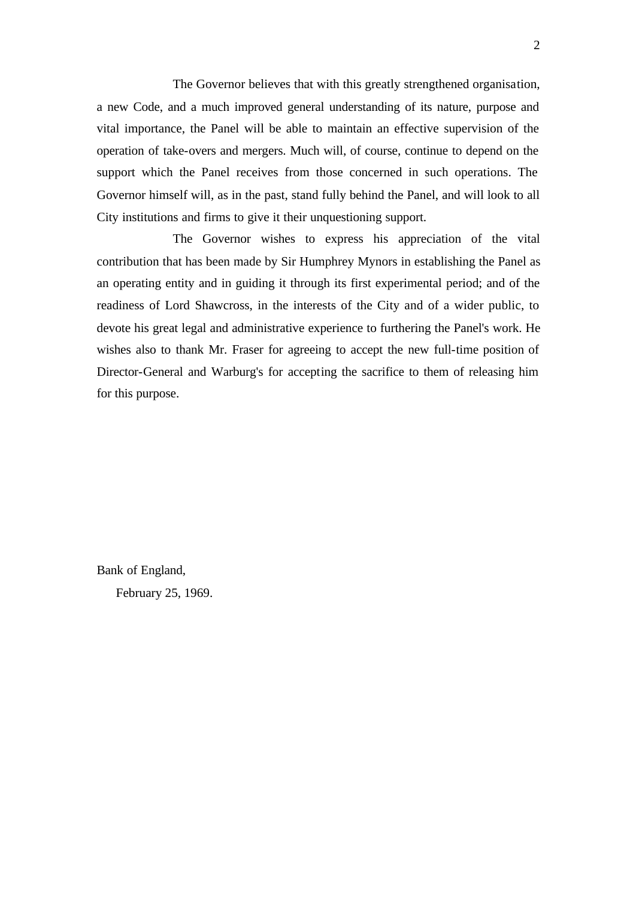The Governor believes that with this greatly strengthened organisation, a new Code, and a much improved general understanding of its nature, purpose and vital importance, the Panel will be able to maintain an effective supervision of the operation of take-overs and mergers. Much will, of course, continue to depend on the support which the Panel receives from those concerned in such operations. The Governor himself will, as in the past, stand fully behind the Panel, and will look to all City institutions and firms to give it their unquestioning support.

The Governor wishes to express his appreciation of the vital contribution that has been made by Sir Humphrey Mynors in establishing the Panel as an operating entity and in guiding it through its first experimental period; and of the readiness of Lord Shawcross, in the interests of the City and of a wider public, to devote his great legal and administrative experience to furthering the Panel's work. He wishes also to thank Mr. Fraser for agreeing to accept the new full-time position of Director-General and Warburg's for accepting the sacrifice to them of releasing him for this purpose.

Bank of England,
February 25, 1969.